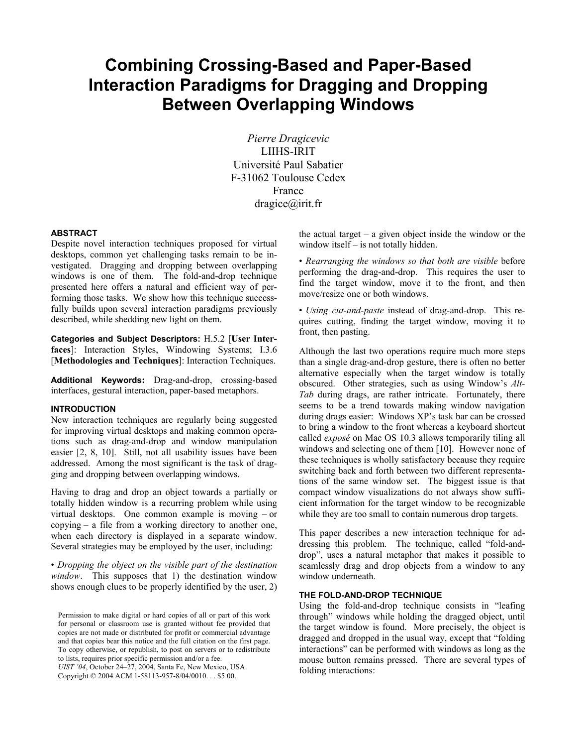# Combining Crossing-Based and Paper-Based Interaction Paradigms for Dragging and Dropping Between Overlapping Windows

*Pierre Dragicevic*
LIIHS-IRIT
Université Paul Sabatier
F-31062 Toulouse Cedex
France
dragice@irit.fr

## ABSTRACT

Despite novel interaction techniques proposed for virtual desktops, common yet challenging tasks remain to be investigated. Dragging and dropping between overlapping windows is one of them. The fold-and-drop technique presented here offers a natural and efficient way of performing those tasks. We show how this technique successfully builds upon several interaction paradigms previously described, while shedding new light on them.

**Categories and Subject Descriptors:** H.5.2 [**User Interfaces**]: Interaction Styles, Windowing Systems; I.3.6 [**Methodologies and Techniques**]: Interaction Techniques.

**Additional Keywords:** Drag-and-drop, crossing-based interfaces, gestural interaction, paper-based metaphors.

## INTRODUCTION

New interaction techniques are regularly being suggested for improving virtual desktops and making common operations such as drag-and-drop and window manipulation easier [2, 8, 10]. Still, not all usability issues have been addressed. Among the most significant is the task of dragging and dropping between overlapping windows.

Having to drag and drop an object towards a partially or totally hidden window is a recurring problem while using virtual desktops. One common example is moving – or copying – a file from a working directory to another one, when each directory is displayed in a separate window. Several strategies may be employed by the user, including:

• *Dropping the object on the visible part of the destination window*. This supposes that 1) the destination window shows enough clues to be properly identified by the user, 2) the actual target – a given object inside the window or the window itself – is not totally hidden.

• *Rearranging the windows so that both are visible* before performing the drag-and-drop. This requires the user to find the target window, move it to the front, and then move/resize one or both windows.

• *Using cut-and-paste* instead of drag-and-drop. This requires cutting, finding the target window, moving it to front, then pasting.

Although the last two operations require much more steps than a single drag-and-drop gesture, there is often no better alternative especially when the target window is totally obscured. Other strategies, such as using Window's *Alt-Tab* during drags, are rather intricate. Fortunately, there seems to be a trend towards making window navigation during drags easier: Windows XP's task bar can be crossed to bring a window to the front whereas a keyboard shortcut called *exposé* on Mac OS 10.3 allows temporarily tiling all windows and selecting one of them [10]. However none of these techniques is wholly satisfactory because they require switching back and forth between two different representations of the same window set. The biggest issue is that compact window visualizations do not always show sufficient information for the target window to be recognizable while they are too small to contain numerous drop targets.

This paper describes a new interaction technique for addressing this problem. The technique, called "fold-and-drop", uses a natural metaphor that makes it possible to seamlessly drag and drop objects from a window to any window underneath.

## THE FOLD-AND-DROP TECHNIQUE

Using the fold-and-drop technique consists in "leafing through" windows while holding the dragged object, until the target window is found. More precisely, the object is dragged and dropped in the usual way, except that "folding interactions" can be performed with windows as long as the mouse button remains pressed. There are several types of folding interactions:

Permission to make digital or hard copies of all or part of this work for personal or classroom use is granted without fee provided that copies are not made or distributed for profit or commercial advantage and that copies bear this notice and the full citation on the first page. To copy otherwise, or republish, to post on servers or to redistribute to lists, requires prior specific permission and/or a fee.
*UIST '04*, October 24–27, 2004, Santa Fe, New Mexico, USA.
Copyright © 2004 ACM 1-58113-957-8/04/0010. . . $5.00.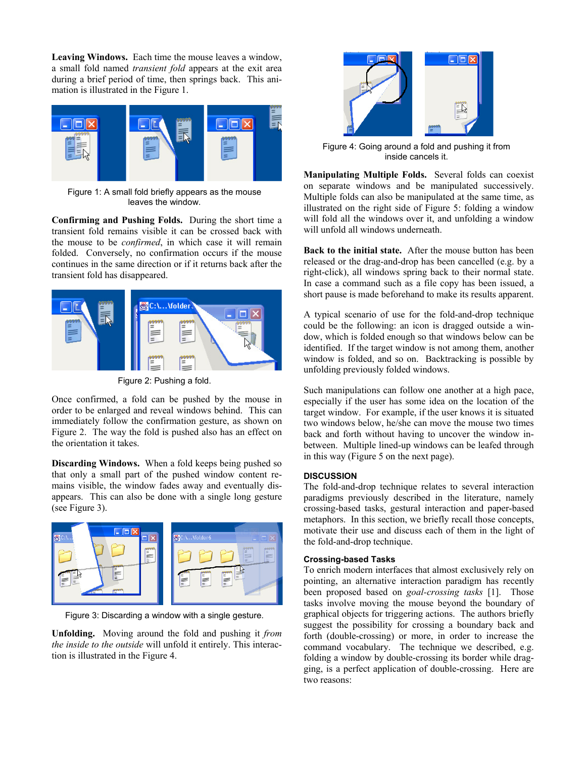**Leaving Windows.** Each time the mouse leaves a window, a small fold named *transient fold* appears at the exit area during a brief period of time, then springs back. This animation is illustrated in the Figure 1.

Figure 1: A small fold briefly appears as the mouse leaves the window.

**Confirming and Pushing Folds.** During the short time a transient fold remains visible it can be crossed back with the mouse to be *confirmed*, in which case it will remain folded. Conversely, no confirmation occurs if the mouse continues in the same direction or if it returns back after the transient fold has disappeared.

Figure 2: Pushing a fold.

Once confirmed, a fold can be pushed by the mouse in order to be enlarged and reveal windows behind. This can immediately follow the confirmation gesture, as shown on Figure 2. The way the fold is pushed also has an effect on the orientation it takes.

**Discarding Windows.** When a fold keeps being pushed so that only a small part of the pushed window content remains visible, the window fades away and eventually disappears. This can also be done with a single long gesture (see Figure 3).

Figure 3: Discarding a window with a single gesture.

**Unfolding.** Moving around the fold and pushing it *from the inside to the outside* will unfold it entirely. This interaction is illustrated in the Figure 4.

Figure 4: Going around a fold and pushing it from inside cancels it.

**Manipulating Multiple Folds.** Several folds can coexist on separate windows and be manipulated successively. Multiple folds can also be manipulated at the same time, as illustrated on the right side of Figure 5: folding a window will fold all the windows over it, and unfolding a window will unfold all windows underneath.

**Back to the initial state.** After the mouse button has been released or the drag-and-drop has been cancelled (e.g. by a right-click), all windows spring back to their normal state. In case a command such as a file copy has been issued, a short pause is made beforehand to make its results apparent.

A typical scenario of use for the fold-and-drop technique could be the following: an icon is dragged outside a window, which is folded enough so that windows below can be identified. If the target window is not among them, another window is folded, and so on. Backtracking is possible by unfolding previously folded windows.

Such manipulations can follow one another at a high pace, especially if the user has some idea on the location of the target window. For example, if the user knows it is situated two windows below, he/she can move the mouse two times back and forth without having to uncover the window in-between. Multiple lined-up windows can be leafed through in this way (Figure 5 on the next page).

## DISCUSSION

The fold-and-drop technique relates to several interaction paradigms previously described in the literature, namely crossing-based tasks, gestural interaction and paper-based metaphors. In this section, we briefly recall those concepts, motivate their use and discuss each of them in the light of the fold-and-drop technique.

### Crossing-based Tasks

To enrich modern interfaces that almost exclusively rely on pointing, an alternative interaction paradigm has recently been proposed based on *goal-crossing tasks* [1]. Those tasks involve moving the mouse beyond the boundary of graphical objects for triggering actions. The authors briefly suggest the possibility for crossing a boundary back and forth (double-crossing) or more, in order to increase the command vocabulary. The technique we described, e.g. folding a window by double-crossing its border while dragging, is a perfect application of double-crossing. Here are two reasons: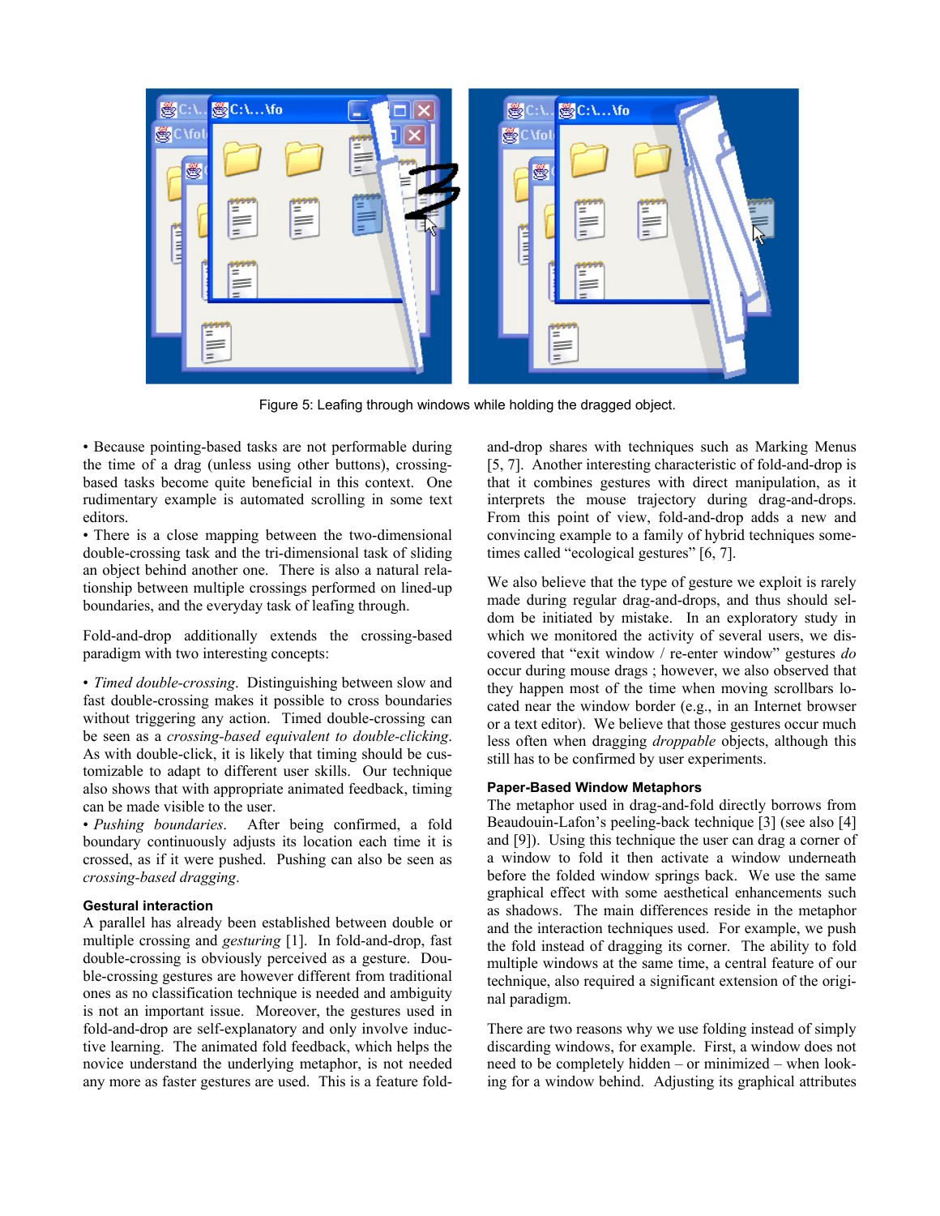Figure 5: Leafing through windows while holding the dragged object.

• Because pointing-based tasks are not performable during the time of a drag (unless using other buttons), crossing-based tasks become quite beneficial in this context. One rudimentary example is automated scrolling in some text editors.

• There is a close mapping between the two-dimensional double-crossing task and the tri-dimensional task of sliding an object behind another one. There is also a natural relationship between multiple crossings performed on lined-up boundaries, and the everyday task of leafing through.

Fold-and-drop additionally extends the crossing-based paradigm with two interesting concepts:

• *Timed double-crossing*. Distinguishing between slow and fast double-crossing makes it possible to cross boundaries without triggering any action. Timed double-crossing can be seen as a *crossing-based equivalent to double-clicking*. As with double-click, it is likely that timing should be customizable to adapt to different user skills. Our technique also shows that with appropriate animated feedback, timing can be made visible to the user.

• *Pushing boundaries*. After being confirmed, a fold boundary continuously adjusts its location each time it is crossed, as if it were pushed. Pushing can also be seen as *crossing-based dragging*.

### Gestural interaction

A parallel has already been established between double or multiple crossing and *gesturing* [1]. In fold-and-drop, fast double-crossing is obviously perceived as a gesture. Double-crossing gestures are however different from traditional ones as no classification technique is needed and ambiguity is not an important issue. Moreover, the gestures used in fold-and-drop are self-explanatory and only involve inductive learning. The animated fold feedback, which helps the novice understand the underlying metaphor, is not needed any more as faster gestures are used. This is a feature fold-and-drop shares with techniques such as Marking Menus [5, 7]. Another interesting characteristic of fold-and-drop is that it combines gestures with direct manipulation, as it interprets the mouse trajectory during drag-and-drops. From this point of view, fold-and-drop adds a new and convincing example to a family of hybrid techniques sometimes called “ecological gestures” [6, 7].

We also believe that the type of gesture we exploit is rarely made during regular drag-and-drops, and thus should seldom be initiated by mistake. In an exploratory study in which we monitored the activity of several users, we discovered that “exit window / re-enter window” gestures *do* occur during mouse drags ; however, we also observed that they happen most of the time when moving scrollbars located near the window border (e.g., in an Internet browser or a text editor). We believe that those gestures occur much less often when dragging *droppable* objects, although this still has to be confirmed by user experiments.

### Paper-Based Window Metaphors

The metaphor used in drag-and-fold directly borrows from Beaudouin-Lafon’s peeling-back technique [3] (see also [4] and [9]). Using this technique the user can drag a corner of a window to fold it then activate a window underneath before the folded window springs back. We use the same graphical effect with some aesthetical enhancements such as shadows. The main differences reside in the metaphor and the interaction techniques used. For example, we push the fold instead of dragging its corner. The ability to fold multiple windows at the same time, a central feature of our technique, also required a significant extension of the original paradigm.

There are two reasons why we use folding instead of simply discarding windows, for example. First, a window does not need to be completely hidden – or minimized – when looking for a window behind. Adjusting its graphical attributes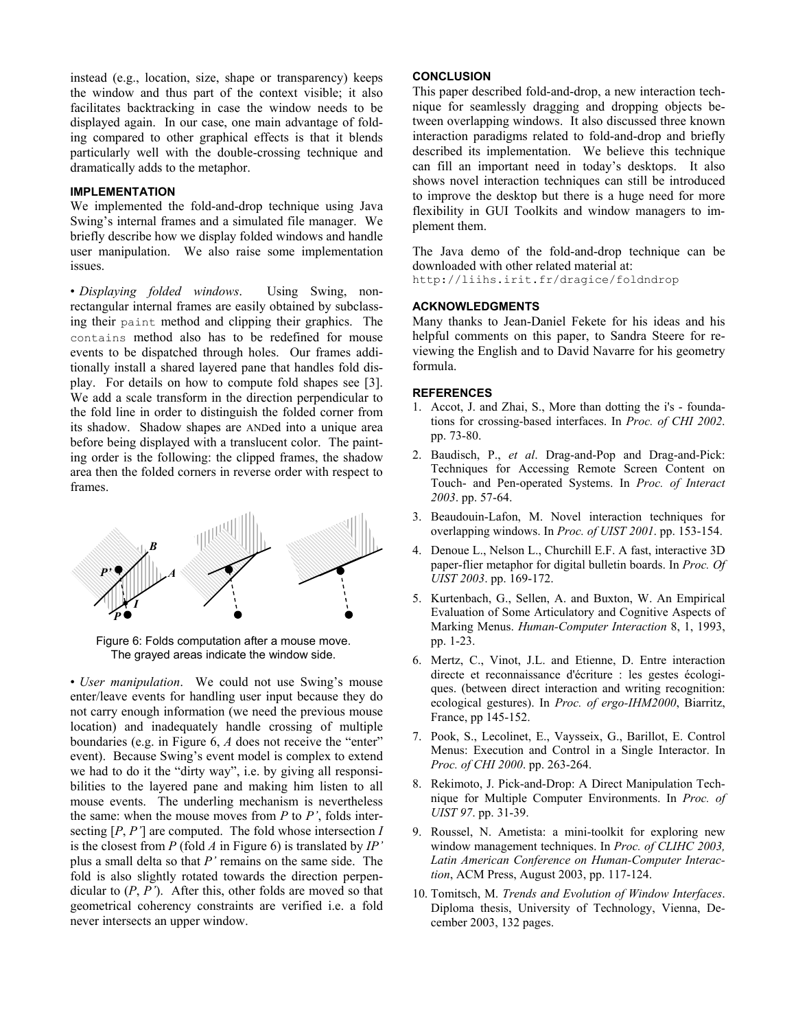instead (e.g., location, size, shape or transparency) keeps the window and thus part of the context visible; it also facilitates backtracking in case the window needs to be displayed again. In our case, one main advantage of folding compared to other graphical effects is that it blends particularly well with the double-crossing technique and dramatically adds to the metaphor.

### IMPLEMENTATION

We implemented the fold-and-drop technique using Java Swing's internal frames and a simulated file manager. We briefly describe how we display folded windows and handle user manipulation. We also raise some implementation issues.

• *Displaying folded windows*. Using Swing, non-rectangular internal frames are easily obtained by subclassing their `paint` method and clipping their graphics. The `contains` method also has to be redefined for mouse events to be dispatched through holes. Our frames additionally install a shared layered pane that handles fold display. For details on how to compute fold shapes see [3]. We add a scale transform in the direction perpendicular to the fold line in order to distinguish the folded corner from its shadow. Shadow shapes are ANDed into a unique area before being displayed with a translucent color. The painting order is the following: the clipped frames, the shadow area then the folded corners in reverse order with respect to frames.

B
P'
A
I
P

Figure 6: Folds computation after a mouse move. The grayed areas indicate the window side.

• *User manipulation*. We could not use Swing's mouse enter/leave events for handling user input because they do not carry enough information (we need the previous mouse location) and inadequately handle crossing of multiple boundaries (e.g. in Figure 6, *A* does not receive the "enter" event). Because Swing's event model is complex to extend we had to do it the "dirty way", i.e. by giving all responsibilities to the layered pane and making him listen to all mouse events. The underling mechanism is nevertheless the same: when the mouse moves from *P* to *P'*, folds intersecting [*P*, *P'*] are computed. The fold whose intersection *I* is the closest from *P* (fold *A* in Figure 6) is translated by *IP'* plus a small delta so that *P'* remains on the same side. The fold is also slightly rotated towards the direction perpendicular to (*P*, *P'*). After this, other folds are moved so that geometrical coherency constraints are verified i.e. a fold never intersects an upper window.

### CONCLUSION

This paper described fold-and-drop, a new interaction technique for seamlessly dragging and dropping objects between overlapping windows. It also discussed three known interaction paradigms related to fold-and-drop and briefly described its implementation. We believe this technique can fill an important need in today's desktops. It also shows novel interaction techniques can still be introduced to improve the desktop but there is a huge need for more flexibility in GUI Toolkits and window managers to implement them.

The Java demo of the fold-and-drop technique can be downloaded with other related material at:
`http://liihs.irit.fr/dragice/foldndrop`

### ACKNOWLEDGMENTS

Many thanks to Jean-Daniel Fekete for his ideas and his helpful comments on this paper, to Sandra Steere for reviewing the English and to David Navarre for his geometry formula.

### REFERENCES

1. Accot, J. and Zhai, S., More than dotting the i's - foundations for crossing-based interfaces. In *Proc. of CHI 2002*. pp. 73-80.
2. Baudisch, P., *et al*. Drag-and-Pop and Drag-and-Pick: Techniques for Accessing Remote Screen Content on Touch- and Pen-operated Systems. In *Proc. of Interact 2003*. pp. 57-64.
3. Beaudouin-Lafon, M. Novel interaction techniques for overlapping windows. In *Proc. of UIST 2001*. pp. 153-154.
4. Denoue L., Nelson L., Churchill E.F. A fast, interactive 3D paper-flier metaphor for digital bulletin boards. In *Proc. Of UIST 2003*. pp. 169-172.
5. Kurtenbach, G., Sellen, A. and Buxton, W. An Empirical Evaluation of Some Articulatory and Cognitive Aspects of Marking Menus. *Human-Computer Interaction* 8, 1, 1993, pp. 1-23.
6. Mertz, C., Vinot, J.L. and Etienne, D. Entre interaction directe et reconnaissance d'écriture : les gestes écologiques. (between direct interaction and writing recognition: ecological gestures). In *Proc. of ergo-IHM2000*, Biarritz, France, pp 145-152.
7. Pook, S., Lecolinet, E., Vaysseix, G., Barillot, E. Control Menus: Execution and Control in a Single Interactor. In *Proc. of CHI 2000*. pp. 263-264.
8. Rekimoto, J. Pick-and-Drop: A Direct Manipulation Technique for Multiple Computer Environments. In *Proc. of UIST 97*. pp. 31-39.
9. Roussel, N. Ametista: a mini-toolkit for exploring new window management techniques. In *Proc. of CLIHC 2003, Latin American Conference on Human-Computer Interaction*, ACM Press, August 2003, pp. 117-124.
10. Tomitsch, M. *Trends and Evolution of Window Interfaces*. Diploma thesis, University of Technology, Vienna, December 2003, 132 pages.